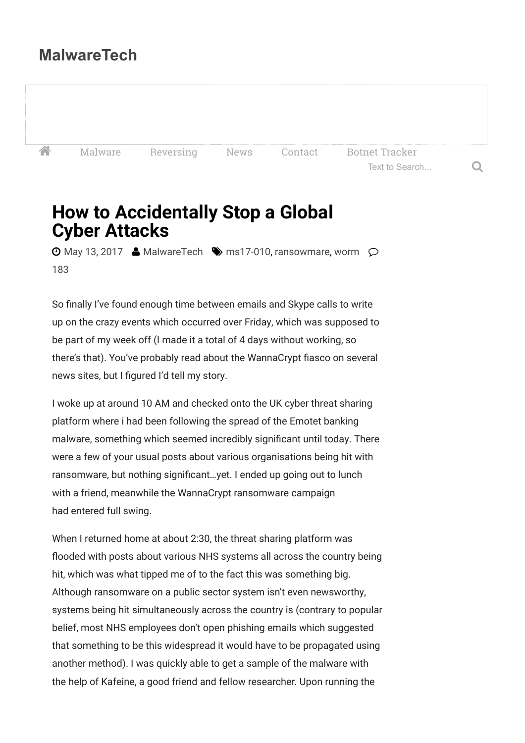# MalwareTech

Malware Reversing News Contact Botnet Tracker

Text to Search...

## How to Accidentally Stop a Global Cyber Attacks

May 13, 2017 MalwareTech ms17-010, ransowmare, worm 183

So finally I've found enough time between emails and Skype calls to write up on the crazy events which occurred over Friday, which was supposed to be part of my week off (I made it a total of 4 days without working, so there's that). You've probably read about the WannaCrypt fiasco on several news sites, but I figured I'd tell my story.

I woke up at around 10 AM and checked onto the UK cyber threat sharing platform where i had been following the spread of the Emotet banking malware, something which seemed incredibly significant until today. There were a few of your usual posts about various organisations being hit with ransomware, but nothing significant…yet. I ended up going out to lunch with a friend, meanwhile the WannaCrypt ransomware campaign had entered full swing.

When I returned home at about 2:30, the threat sharing platform was flooded with posts about various NHS systems all across the country being hit, which was what tipped me of to the fact this was something big. Although ransomware on a public sector system isn't even newsworthy, systems being hit simultaneously across the country is (contrary to popular belief, most NHS employees don't open phishing emails which suggested that something to be this widespread it would have to be propagated using another method). I was quickly able to get a sample of the malware with the help of Kafeine, a good friend and fellow researcher. Upon running the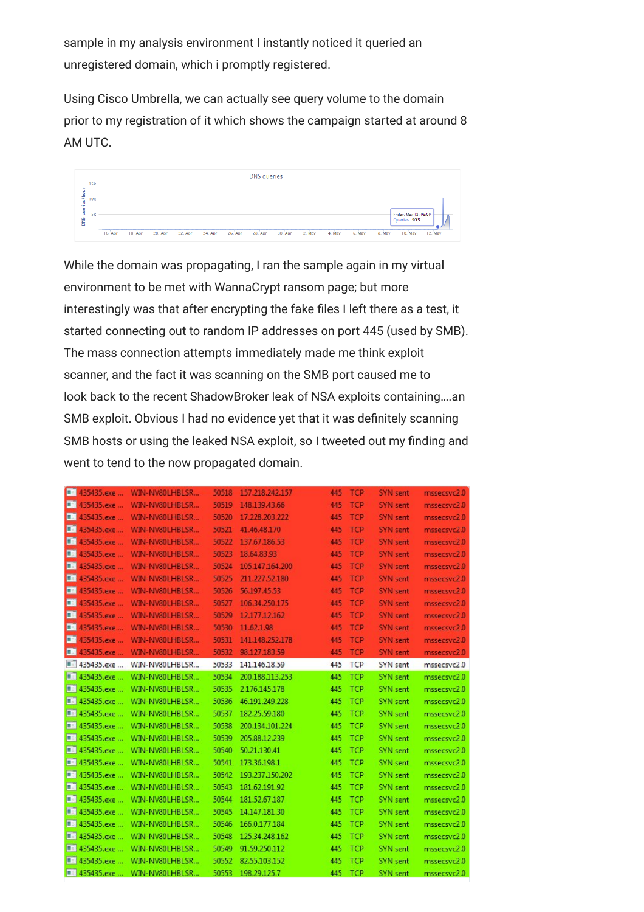sample in my analysis environment I instantly noticed it queried an unregistered domain, which i promptly registered.

Using Cisco Umbrella, we can actually see query volume to the domain prior to my registration of it which shows the campaign started at around 8 AM UTC.

While the domain was propagating, I ran the sample again in my virtual environment to be met with WannaCrypt ransom page; but more interestingly was that after encrypting the fake files I left there as a test, it started connecting out to random IP addresses on port 445 (used by SMB). The mass connection attempts immediately made me think exploit scanner, and the fact it was scanning on the SMB port caused me to look back to the recent ShadowBroker leak of NSA exploits containing….an SMB exploit. Obvious I had no evidence yet that it was definitely scanning SMB hosts or using the leaked NSA exploit, so I tweeted out my finding and went to tend to the now propagated domain.

| | | | | | | | |
|---|---|---|---|---|---|---|---|
| 435435.exe ... | WIN-NV80LHBLSR... | 50518 | 157.218.242.157 | 445 | TCP | SYN sent | mssecsvc2.0 |
| 435435.exe ... | WIN-NV80LHBLSR... | 50519 | 148.139.43.66 | 445 | TCP | SYN sent | mssecsvc2.0 |
| 435435.exe ... | WIN-NV80LHBLSR... | 50520 | 17.228.203.222 | 445 | TCP | SYN sent | mssecsvc2.0 |
| 435435.exe ... | WIN-NV80LHBLSR... | 50521 | 41.46.48.170 | 445 | TCP | SYN sent | mssecsvc2.0 |
| 435435.exe ... | WIN-NV80LHBLSR... | 50522 | 137.67.186.53 | 445 | TCP | SYN sent | mssecsvc2.0 |
| 435435.exe ... | WIN-NV80LHBLSR... | 50523 | 18.64.83.93 | 445 | TCP | SYN sent | mssecsvc2.0 |
| 435435.exe ... | WIN-NV80LHBLSR... | 50524 | 105.147.164.200 | 445 | TCP | SYN sent | mssecsvc2.0 |
| 435435.exe ... | WIN-NV80LHBLSR... | 50525 | 211.227.52.180 | 445 | TCP | SYN sent | mssecsvc2.0 |
| 435435.exe ... | WIN-NV80LHBLSR... | 50526 | 56.197.45.53 | 445 | TCP | SYN sent | mssecsvc2.0 |
| 435435.exe ... | WIN-NV80LHBLSR... | 50527 | 106.34.250.175 | 445 | TCP | SYN sent | mssecsvc2.0 |
| 435435.exe ... | WIN-NV80LHBLSR... | 50529 | 12.177.12.162 | 445 | TCP | SYN sent | mssecsvc2.0 |
| 435435.exe ... | WIN-NV80LHBLSR... | 50530 | 11.62.1.98 | 445 | TCP | SYN sent | mssecsvc2.0 |
| 435435.exe ... | WIN-NV80LHBLSR... | 50531 | 141.148.252.178 | 445 | TCP | SYN sent | mssecsvc2.0 |
| 435435.exe ... | WIN-NV80LHBLSR... | 50532 | 98.127.183.59 | 445 | TCP | SYN sent | mssecsvc2.0 |
| 435435.exe ... | WIN-NV80LHBLSR... | 50533 | 141.146.18.59 | 445 | TCP | SYN sent | mssecsvc2.0 |
| 435435.exe ... | WIN-NV80LHBLSR... | 50534 | 200.188.113.253 | 445 | TCP | SYN sent | mssecsvc2.0 |
| 435435.exe ... | WIN-NV80LHBLSR... | 50535 | 2.176.145.178 | 445 | TCP | SYN sent | mssecsvc2.0 |
| 435435.exe ... | WIN-NV80LHBLSR... | 50536 | 46.191.249.228 | 445 | TCP | SYN sent | mssecsvc2.0 |
| 435435.exe ... | WIN-NV80LHBLSR... | 50537 | 182.25.59.180 | 445 | TCP | SYN sent | mssecsvc2.0 |
| 435435.exe ... | WIN-NV80LHBLSR... | 50538 | 200.134.101.224 | 445 | TCP | SYN sent | mssecsvc2.0 |
| 435435.exe ... | WIN-NV80LHBLSR... | 50539 | 205.88.12.239 | 445 | TCP | SYN sent | mssecsvc2.0 |
| 435435.exe ... | WIN-NV80LHBLSR... | 50540 | 50.21.130.41 | 445 | TCP | SYN sent | mssecsvc2.0 |
| 435435.exe ... | WIN-NV80LHBLSR... | 50541 | 173.36.198.1 | 445 | TCP | SYN sent | mssecsvc2.0 |
| 435435.exe ... | WIN-NV80LHBLSR... | 50542 | 193.237.150.202 | 445 | TCP | SYN sent | mssecsvc2.0 |
| 435435.exe ... | WIN-NV80LHBLSR... | 50543 | 181.62.191.92 | 445 | TCP | SYN sent | mssecsvc2.0 |
| 435435.exe ... | WIN-NV80LHBLSR... | 50544 | 181.52.67.187 | 445 | TCP | SYN sent | mssecsvc2.0 |
| 435435.exe ... | WIN-NV80LHBLSR... | 50545 | 14.147.181.30 | 445 | TCP | SYN sent | mssecsvc2.0 |
| 435435.exe ... | WIN-NV80LHBLSR... | 50546 | 166.0.177.184 | 445 | TCP | SYN sent | mssecsvc2.0 |
| 435435.exe ... | WIN-NV80LHBLSR... | 50548 | 125.34.248.162 | 445 | TCP | SYN sent | mssecsvc2.0 |
| 435435.exe ... | WIN-NV80LHBLSR... | 50549 | 91.59.250.112 | 445 | TCP | SYN sent | mssecsvc2.0 |
| 435435.exe ... | WIN-NV80LHBLSR... | 50552 | 82.55.103.152 | 445 | TCP | SYN sent | mssecsvc2.0 |
| 435435.exe ... | WIN-NV80LHBLSR... | 50553 | 198.29.125.7 | 445 | TCP | SYN sent | mssecsvc2.0 |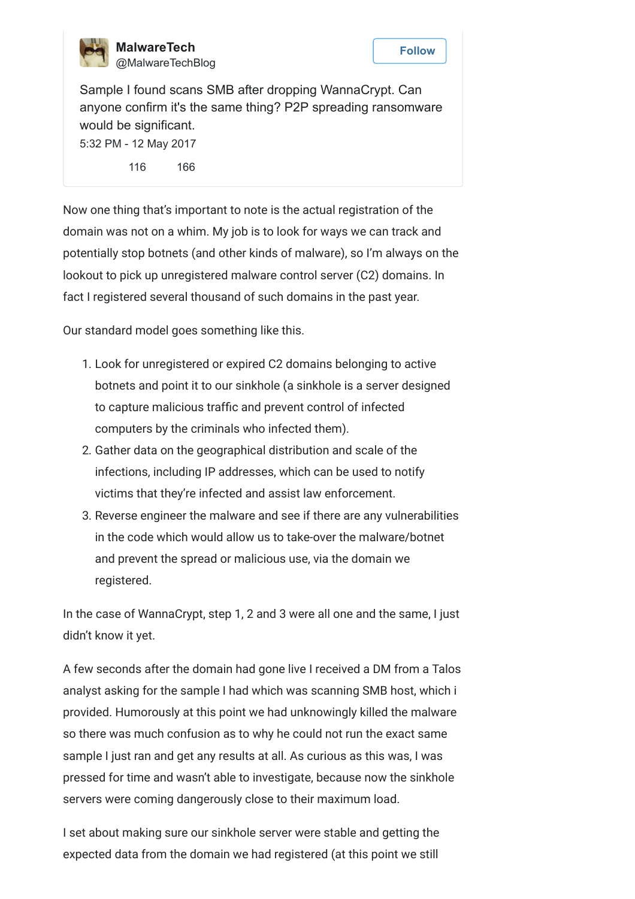**MalwareTech**
@MalwareTechBlog

Sample I found scans SMB after dropping WannaCrypt. Can anyone confirm it's the same thing? P2P spreading ransomware would be significant.

5:32 PM - 12 May 2017

116 166

Now one thing that's important to note is the actual registration of the domain was not on a whim. My job is to look for ways we can track and potentially stop botnets (and other kinds of malware), so I'm always on the lookout to pick up unregistered malware control server (C2) domains. In fact I registered several thousand of such domains in the past year.

Our standard model goes something like this.

1. Look for unregistered or expired C2 domains belonging to active botnets and point it to our sinkhole (a sinkhole is a server designed to capture malicious traffic and prevent control of infected computers by the criminals who infected them).
2. Gather data on the geographical distribution and scale of the infections, including IP addresses, which can be used to notify victims that they're infected and assist law enforcement.
3. Reverse engineer the malware and see if there are any vulnerabilities in the code which would allow us to take-over the malware/botnet and prevent the spread or malicious use, via the domain we registered.

In the case of WannaCrypt, step 1, 2 and 3 were all one and the same, I just didn't know it yet.

A few seconds after the domain had gone live I received a DM from a Talos analyst asking for the sample I had which was scanning SMB host, which i provided. Humorously at this point we had unknowingly killed the malware so there was much confusion as to why he could not run the exact same sample I just ran and get any results at all. As curious as this was, I was pressed for time and wasn't able to investigate, because now the sinkhole servers were coming dangerously close to their maximum load.

I set about making sure our sinkhole server were stable and getting the expected data from the domain we had registered (at this point we still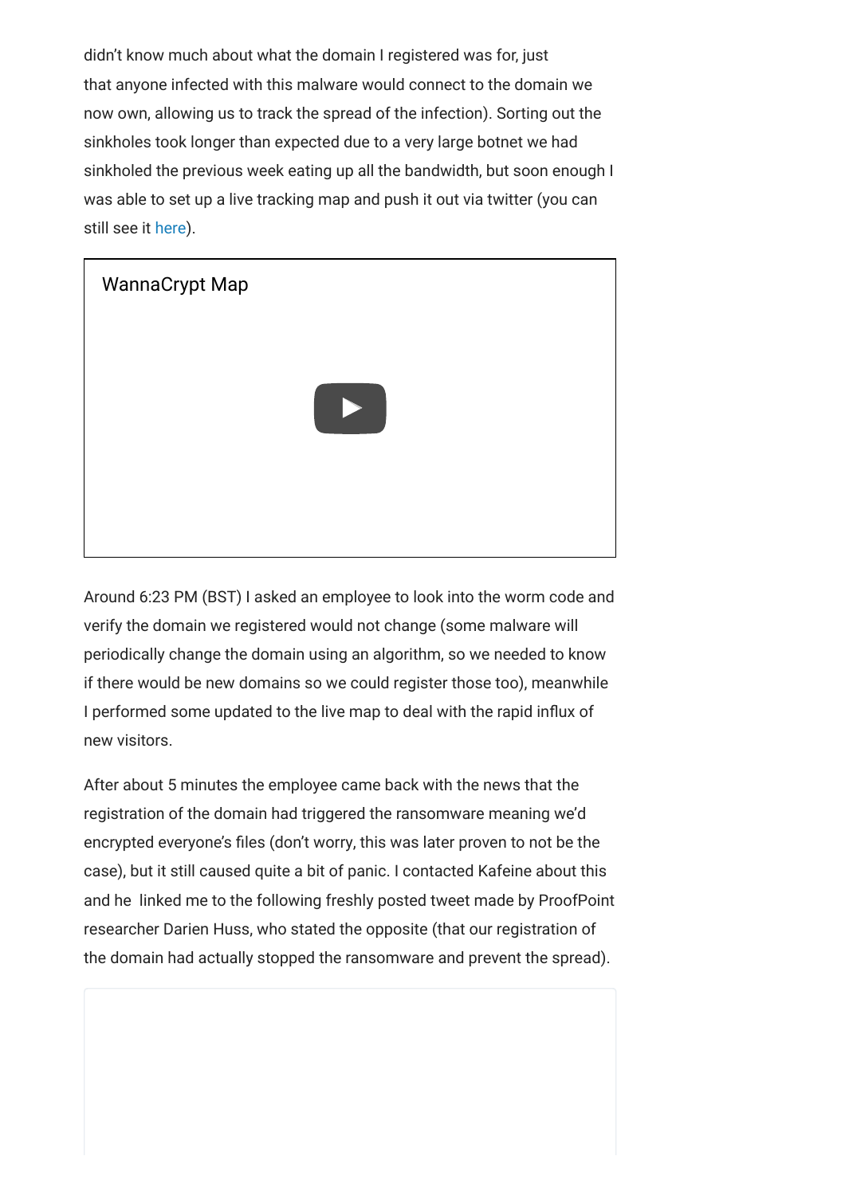didn't know much about what the domain I registered was for, just that anyone infected with this malware would connect to the domain we now own, allowing us to track the spread of the infection). Sorting out the sinkholes took longer than expected due to a very large botnet we had sinkholed the previous week eating up all the bandwidth, but soon enough I was able to set up a live tracking map and push it out via twitter (you can still see it here).

WannaCrypt Map

Around 6:23 PM (BST) I asked an employee to look into the worm code and verify the domain we registered would not change (some malware will periodically change the domain using an algorithm, so we needed to know if there would be new domains so we could register those too), meanwhile I performed some updated to the live map to deal with the rapid influx of new visitors.

After about 5 minutes the employee came back with the news that the registration of the domain had triggered the ransomware meaning we'd encrypted everyone's files (don't worry, this was later proven to not be the case), but it still caused quite a bit of panic. I contacted Kafeine about this and he  linked me to the following freshly posted tweet made by ProofPoint researcher Darien Huss, who stated the opposite (that our registration of the domain had actually stopped the ransomware and prevent the spread).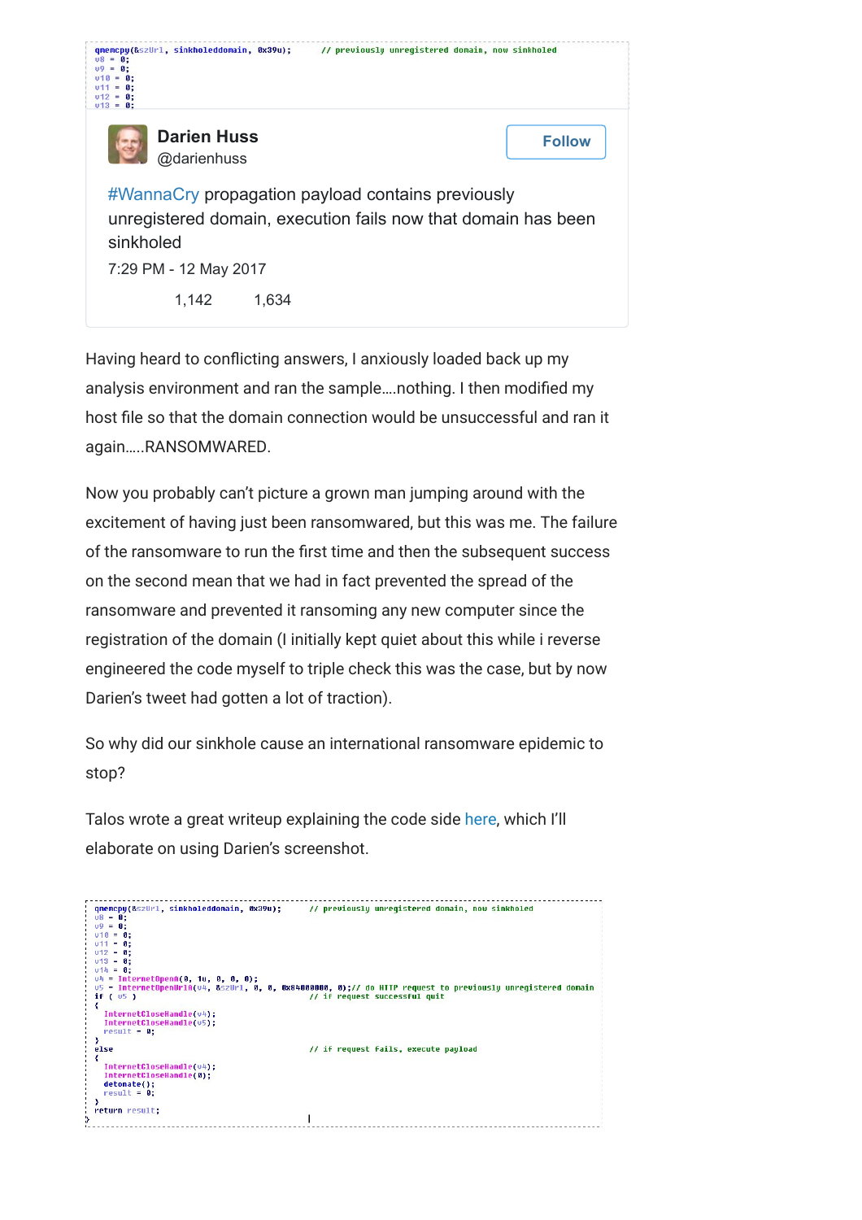```
qmemcpy(&szUrl, sinkholeddomain, 0x39u);      // previously unregistered domain, now sinkholed
v8 = 0;
v9 = 0;
v10 = 0;
v11 = 0;
v12 = 0;
v13 = 0;
```

**Darien Huss**
@darienhuss

Follow

#WannaCry propagation payload contains previously unregistered domain, execution fails now that domain has been sinkholed

7:29 PM - 12 May 2017

1,142 1,634

Having heard to conflicting answers, I anxiously loaded back up my analysis environment and ran the sample….nothing. I then modified my host file so that the domain connection would be unsuccessful and ran it again…..RANSOMWARED.

Now you probably can't picture a grown man jumping around with the excitement of having just been ransomwared, but this was me. The failure of the ransomware to run the first time and then the subsequent success on the second mean that we had in fact prevented the spread of the ransomware and prevented it ransoming any new computer since the registration of the domain (I initially kept quiet about this while i reverse engineered the code myself to triple check this was the case, but by now Darien's tweet had gotten a lot of traction).

So why did our sinkhole cause an international ransomware epidemic to stop?

Talos wrote a great writeup explaining the code side here, which I'll elaborate on using Darien's screenshot.

```
qmemcpy(&szUrl, sinkholeddomain, 0x39u);      // previously unregistered domain, now sinkholed
v8 = 0;
v9 = 0;
v10 = 0;
v11 = 0;
v12 = 0;
v13 = 0;
v14 = 0;
v4 = InternetOpenA(0, 1u, 0, 0, 0);
v5 = InternetOpenUrlA(v4, &szUrl, 0, 0, 0x84000000, 0);// do HTTP request to previously unregistered domain
if ( v5 )                                     // if request successful quit
{
  InternetCloseHandle(v4);
  InternetCloseHandle(v5);
  result = 0;
}
else                                          // if request fails, execute payload
{
  InternetCloseHandle(v4);
  InternetCloseHandle(0);
  detonate();
  result = 0;
}
return result;
```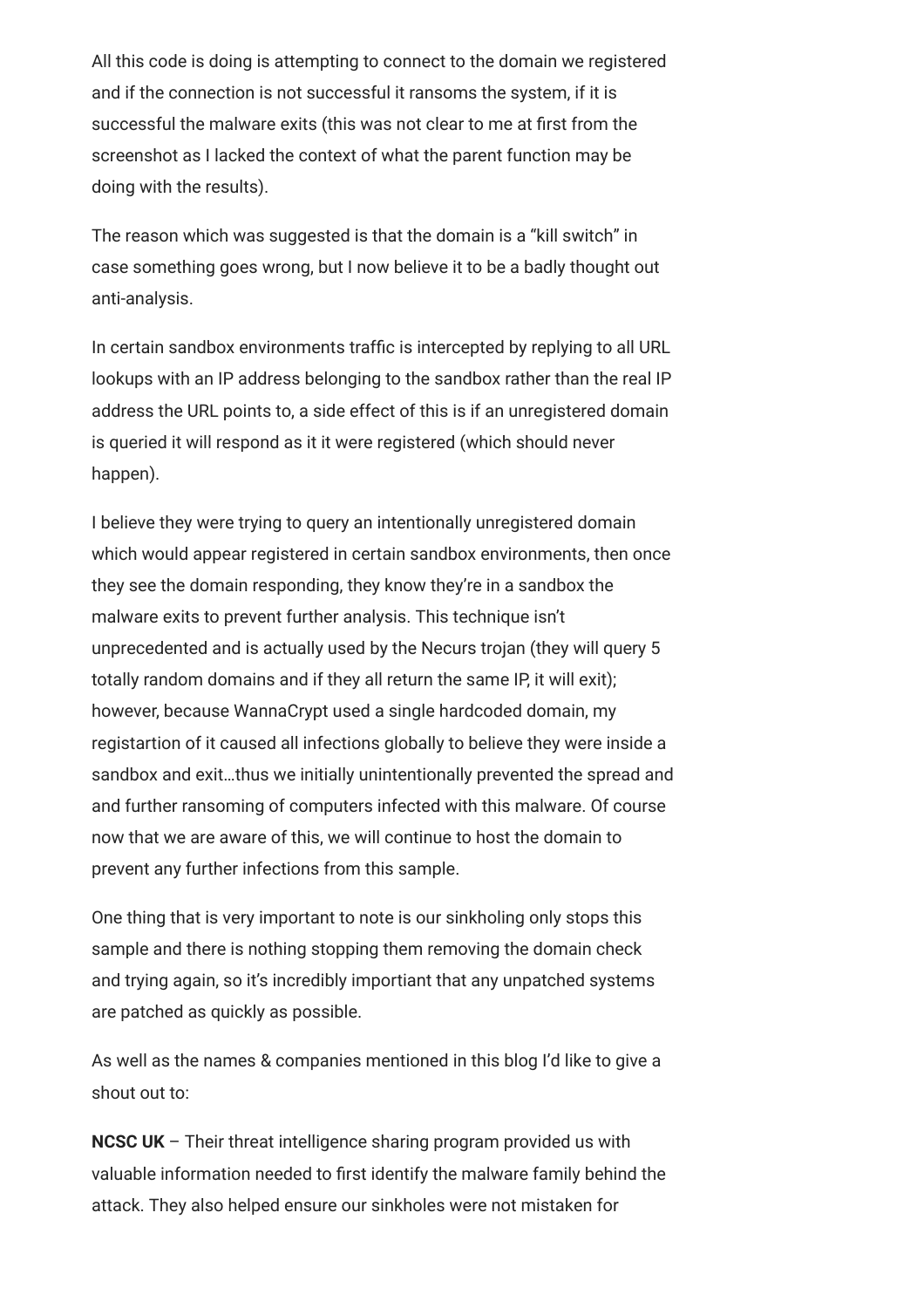All this code is doing is attempting to connect to the domain we registered and if the connection is not successful it ransoms the system, if it is successful the malware exits (this was not clear to me at first from the screenshot as I lacked the context of what the parent function may be doing with the results).

The reason which was suggested is that the domain is a "kill switch" in case something goes wrong, but I now believe it to be a badly thought out anti-analysis.

In certain sandbox environments traffic is intercepted by replying to all URL lookups with an IP address belonging to the sandbox rather than the real IP address the URL points to, a side effect of this is if an unregistered domain is queried it will respond as it it were registered (which should never happen).

I believe they were trying to query an intentionally unregistered domain which would appear registered in certain sandbox environments, then once they see the domain responding, they know they're in a sandbox the malware exits to prevent further analysis. This technique isn't unprecedented and is actually used by the Necurs trojan (they will query 5 totally random domains and if they all return the same IP, it will exit); however, because WannaCrypt used a single hardcoded domain, my registartion of it caused all infections globally to believe they were inside a sandbox and exit…thus we initially unintentionally prevented the spread and and further ransoming of computers infected with this malware. Of course now that we are aware of this, we will continue to host the domain to prevent any further infections from this sample.

One thing that is very important to note is our sinkholing only stops this sample and there is nothing stopping them removing the domain check and trying again, so it's incredibly importiant that any unpatched systems are patched as quickly as possible.

As well as the names & companies mentioned in this blog I'd like to give a shout out to:

**NCSC UK** – Their threat intelligence sharing program provided us with valuable information needed to first identify the malware family behind the attack. They also helped ensure our sinkholes were not mistaken for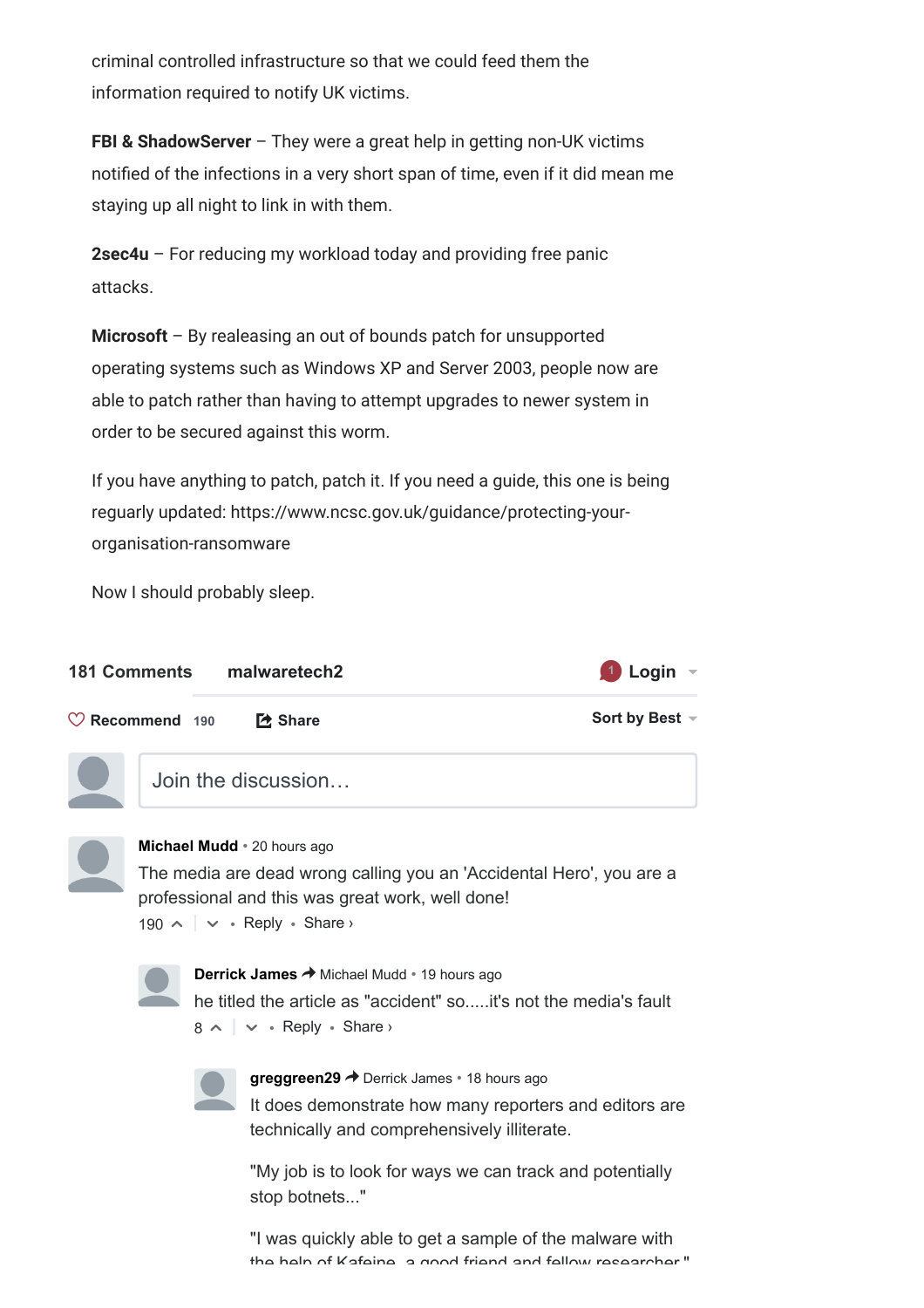criminal controlled infrastructure so that we could feed them the information required to notify UK victims.

**FBI & ShadowServer** – They were a great help in getting non-UK victims notified of the infections in a very short span of time, even if it did mean me staying up all night to link in with them.

**2sec4u** – For reducing my workload today and providing free panic attacks.

**Microsoft** – By realeasing an out of bounds patch for unsupported operating systems such as Windows XP and Server 2003, people now are able to patch rather than having to attempt upgrades to newer system in order to be secured against this worm.

If you have anything to patch, patch it. If you need a guide, this one is being reguarly updated: https://www.ncsc.gov.uk/guidance/protecting-your-organisation-ransomware

Now I should probably sleep.

**181 Comments** **malwaretech2** 1 **Login**

Recommend 190 Share Sort by Best

Join the discussion…

**Michael Mudd** • 20 hours ago

The media are dead wrong calling you an 'Accidental Hero', you are a professional and this was great work, well done!

190 • Reply • Share ›

**Derrick James** → Michael Mudd • 19 hours ago

he titled the article as "accident" so.....it's not the media's fault

8 • Reply • Share ›

**greggreen29** → Derrick James • 18 hours ago

It does demonstrate how many reporters and editors are technically and comprehensively illiterate.

"My job is to look for ways we can track and potentially stop botnets..."

"I was quickly able to get a sample of the malware with the help of Kafeine, a good friend and fellow researcher."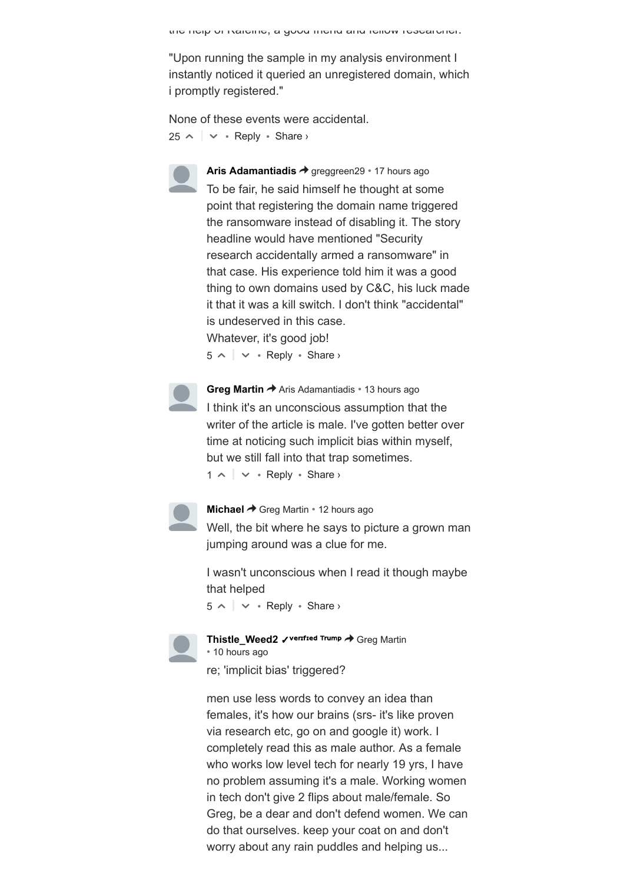"Upon running the sample in my analysis environment I instantly noticed it queried an unregistered domain, which i promptly registered."

None of these events were accidental.

25 ^ | v • Reply • Share ›

**Aris Adamantiadis** → greggreen29 • 17 hours ago

To be fair, he said himself he thought at some point that registering the domain name triggered the ransomware instead of disabling it. The story headline would have mentioned "Security research accidentally armed a ransomware" in that case. His experience told him it was a good thing to own domains used by C&C, his luck made it that it was a kill switch. I don't think "accidental" is undeserved in this case.
Whatever, it's good job!

5 ^ | v • Reply • Share ›

**Greg Martin** → Aris Adamantiadis • 13 hours ago

I think it's an unconscious assumption that the writer of the article is male. I've gotten better over time at noticing such implicit bias within myself, but we still fall into that trap sometimes.

1 ^ | v • Reply • Share ›

**Michael** → Greg Martin • 12 hours ago

Well, the bit where he says to picture a grown man jumping around was a clue for me.

I wasn't unconscious when I read it though maybe that helped

5 ^ | v • Reply • Share ›

**Thistle_Weed2** ✓verified Trump → Greg Martin • 10 hours ago

re; 'implicit bias' triggered?

men use less words to convey an idea than females, it's how our brains (srs- it's like proven via research etc, go on and google it) work. I completely read this as male author. As a female who works low level tech for nearly 19 yrs, I have no problem assuming it's a male. Working women in tech don't give 2 flips about male/female. So Greg, be a dear and don't defend women. We can do that ourselves. keep your coat on and don't worry about any rain puddles and helping us...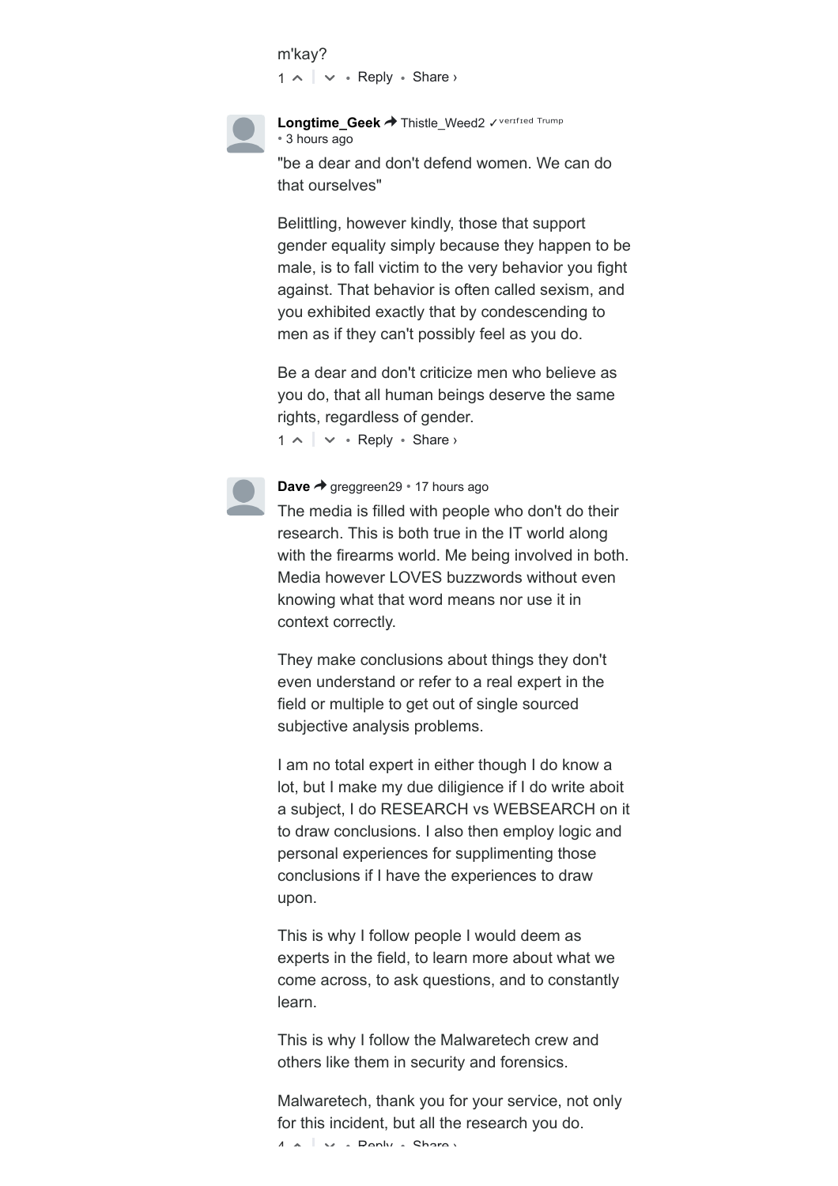m'kay?

1 ^ | v • Reply • Share ›

**Longtime_Geek** → Thistle_Weed2 ✓ verified Trump
• 3 hours ago

"be a dear and don't defend women. We can do that ourselves"

Belittling, however kindly, those that support gender equality simply because they happen to be male, is to fall victim to the very behavior you fight against. That behavior is often called sexism, and you exhibited exactly that by condescending to men as if they can't possibly feel as you do.

Be a dear and don't criticize men who believe as you do, that all human beings deserve the same rights, regardless of gender.

1 ^ | v • Reply • Share ›

**Dave** → greggreen29 • 17 hours ago

The media is filled with people who don't do their research. This is both true in the IT world along with the firearms world. Me being involved in both. Media however LOVES buzzwords without even knowing what that word means nor use it in context correctly.

They make conclusions about things they don't even understand or refer to a real expert in the field or multiple to get out of single sourced subjective analysis problems.

I am no total expert in either though I do know a lot, but I make my due diligience if I do write aboit a subject, I do RESEARCH vs WEBSEARCH on it to draw conclusions. I also then employ logic and personal experiences for supplimenting those conclusions if I have the experiences to draw upon.

This is why I follow people I would deem as experts in the field, to learn more about what we come across, to ask questions, and to constantly learn.

This is why I follow the Malwaretech crew and others like them in security and forensics.

Malwaretech, thank you for your service, not only for this incident, but all the research you do.

4 ^ | v • Reply • Share ›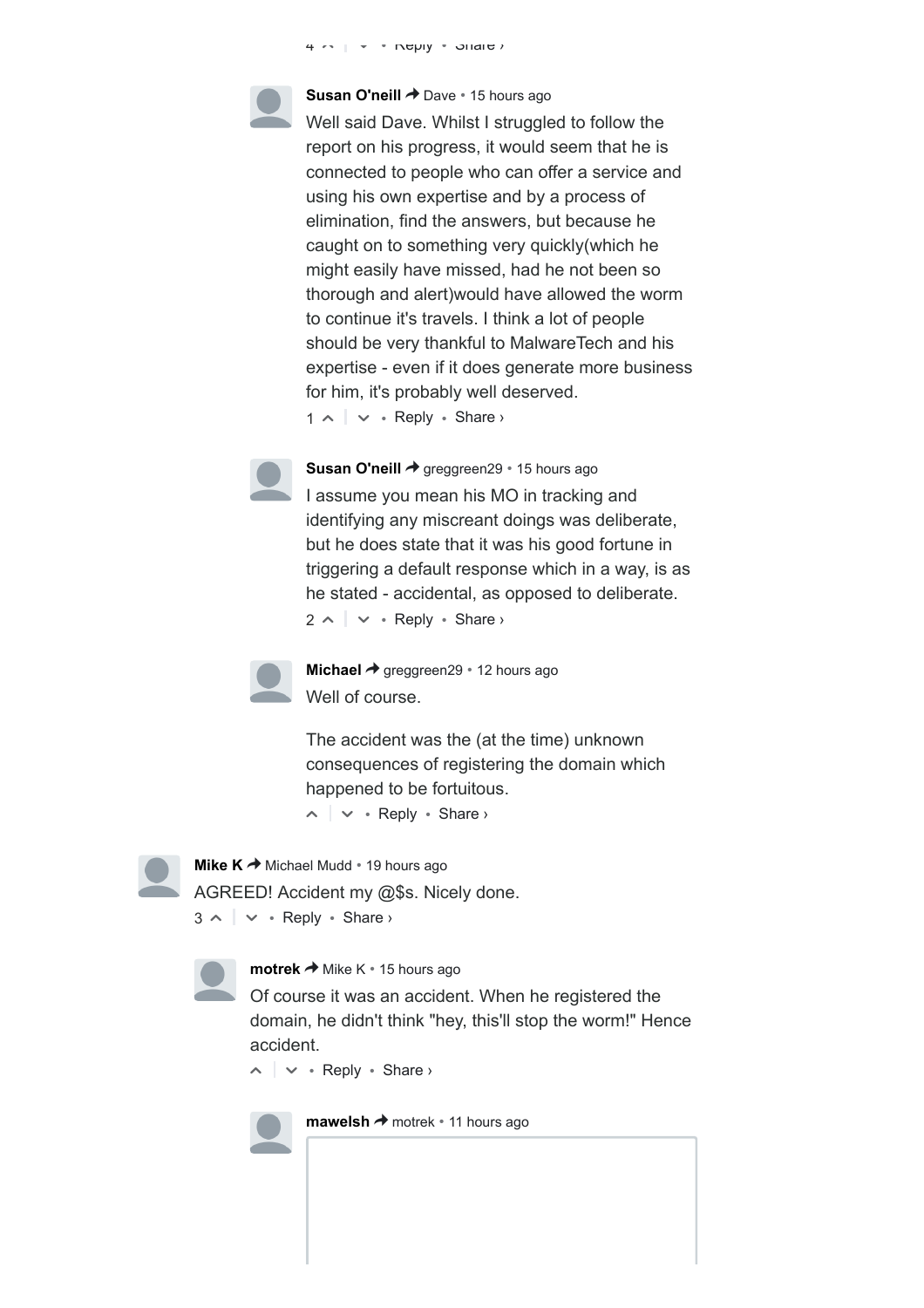**Susan O'neill** → Dave • 15 hours ago

Well said Dave. Whilst I struggled to follow the report on his progress, it would seem that he is connected to people who can offer a service and using his own expertise and by a process of elimination, find the answers, but because he caught on to something very quickly(which he might easily have missed, had he not been so thorough and alert)would have allowed the worm to continue it's travels. I think a lot of people should be very thankful to MalwareTech and his expertise - even if it does generate more business for him, it's probably well deserved.

1 ^ | v • Reply • Share ›

**Susan O'neill** → greggreen29 • 15 hours ago

I assume you mean his MO in tracking and identifying any miscreant doings was deliberate, but he does state that it was his good fortune in triggering a default response which in a way, is as he stated - accidental, as opposed to deliberate.

2 ^ | v • Reply • Share ›

**Michael** → greggreen29 • 12 hours ago

Well of course.

The accident was the (at the time) unknown consequences of registering the domain which happened to be fortuitous.

^ | v • Reply • Share ›

**Mike K** → Michael Mudd • 19 hours ago

AGREED! Accident my @$s. Nicely done.

3 ^ | v • Reply • Share ›

**motrek** → Mike K • 15 hours ago

Of course it was an accident. When he registered the domain, he didn't think "hey, this'll stop the worm!" Hence accident.

^ | v • Reply • Share ›

**mawelsh** → motrek • 11 hours ago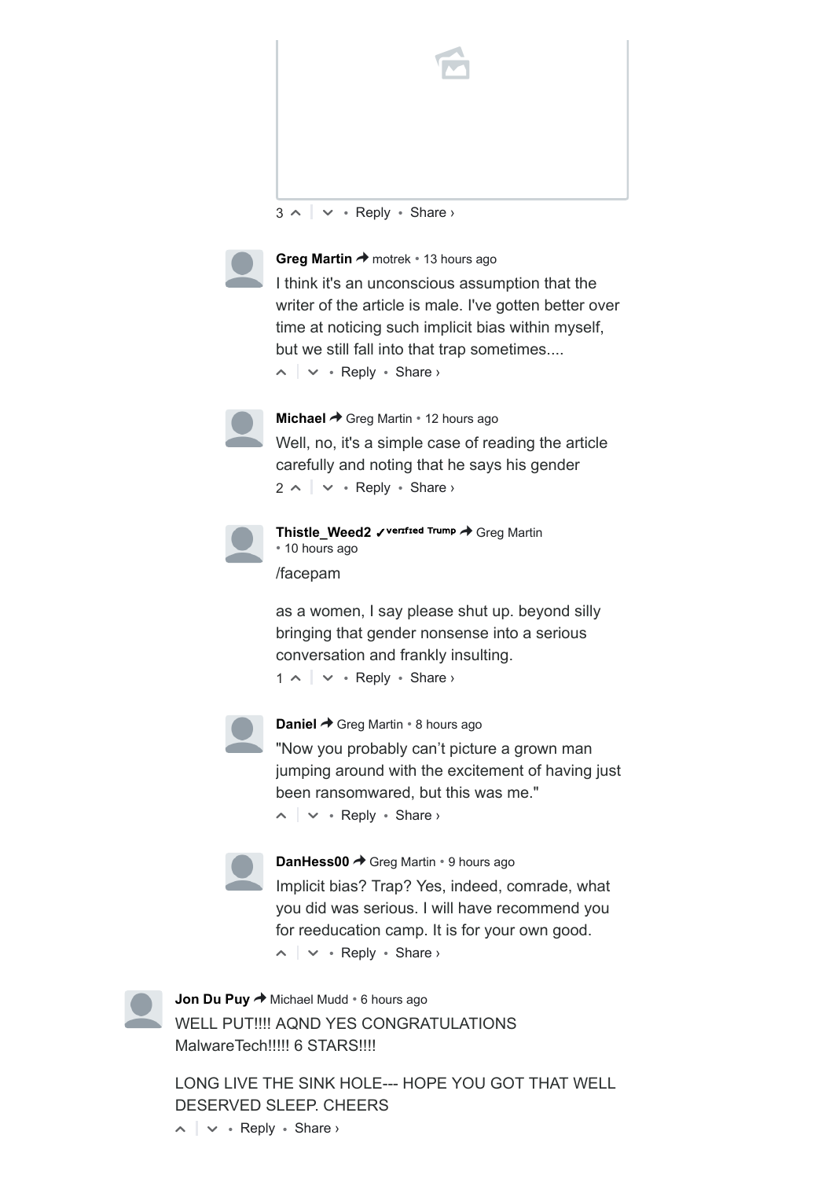3 ^ | v • Reply • Share ›

**Greg Martin** → motrek • 13 hours ago

I think it's an unconscious assumption that the writer of the article is male. I've gotten better over time at noticing such implicit bias within myself, but we still fall into that trap sometimes....

^ | v • Reply • Share ›

**Michael** → Greg Martin • 12 hours ago

Well, no, it's a simple case of reading the article carefully and noting that he says his gender

2 ^ | v • Reply • Share ›

**Thistle_Weed2** ✓verified Trump → Greg Martin • 10 hours ago

/facepam

as a women, I say please shut up. beyond silly bringing that gender nonsense into a serious conversation and frankly insulting.

1 ^ | v • Reply • Share ›

**Daniel** → Greg Martin • 8 hours ago

"Now you probably can't picture a grown man jumping around with the excitement of having just been ransomwared, but this was me."

^ | v • Reply • Share ›

**DanHess00** → Greg Martin • 9 hours ago

Implicit bias? Trap? Yes, indeed, comrade, what you did was serious. I will have recommend you for reeducation camp. It is for your own good.

^ | v • Reply • Share ›

**Jon Du Puy** → Michael Mudd • 6 hours ago

WELL PUT!!!! AQND YES CONGRATULATIONS MalwareTech!!!!! 6 STARS!!!!

LONG LIVE THE SINK HOLE--- HOPE YOU GOT THAT WELL DESERVED SLEEP. CHEERS

^ | v • Reply • Share ›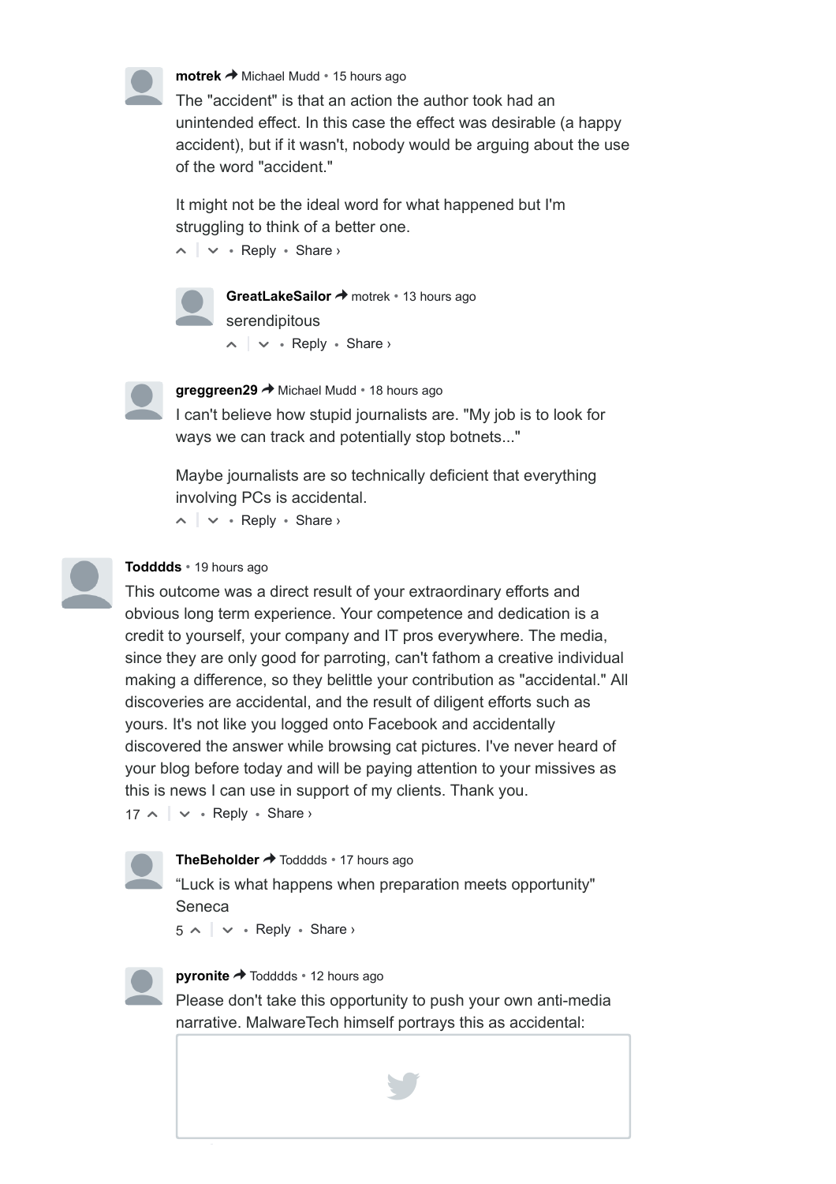**motrek** → Michael Mudd • 15 hours ago

The "accident" is that an action the author took had an unintended effect. In this case the effect was desirable (a happy accident), but if it wasn't, nobody would be arguing about the use of the word "accident."

It might not be the ideal word for what happened but I'm struggling to think of a better one.

Reply • Share ›

**GreatLakeSailor** → motrek • 13 hours ago

serendipitous

Reply • Share ›

**greggreen29** → Michael Mudd • 18 hours ago

I can't believe how stupid journalists are. "My job is to look for ways we can track and potentially stop botnets..."

Maybe journalists are so technically deficient that everything involving PCs is accidental.

Reply • Share ›

**Todddds** • 19 hours ago

This outcome was a direct result of your extraordinary efforts and obvious long term experience. Your competence and dedication is a credit to yourself, your company and IT pros everywhere. The media, since they are only good for parroting, can't fathom a creative individual making a difference, so they belittle your contribution as "accidental." All discoveries are accidental, and the result of diligent efforts such as yours. It's not like you logged onto Facebook and accidentally discovered the answer while browsing cat pictures. I've never heard of your blog before today and will be paying attention to your missives as this is news I can use in support of my clients. Thank you.

17 • Reply • Share ›

**TheBeholder** → Todddds • 17 hours ago

"Luck is what happens when preparation meets opportunity" Seneca

5 • Reply • Share ›

**pyronite** → Todddds • 12 hours ago

Please don't take this opportunity to push your own anti-media narrative. MalwareTech himself portrays this as accidental: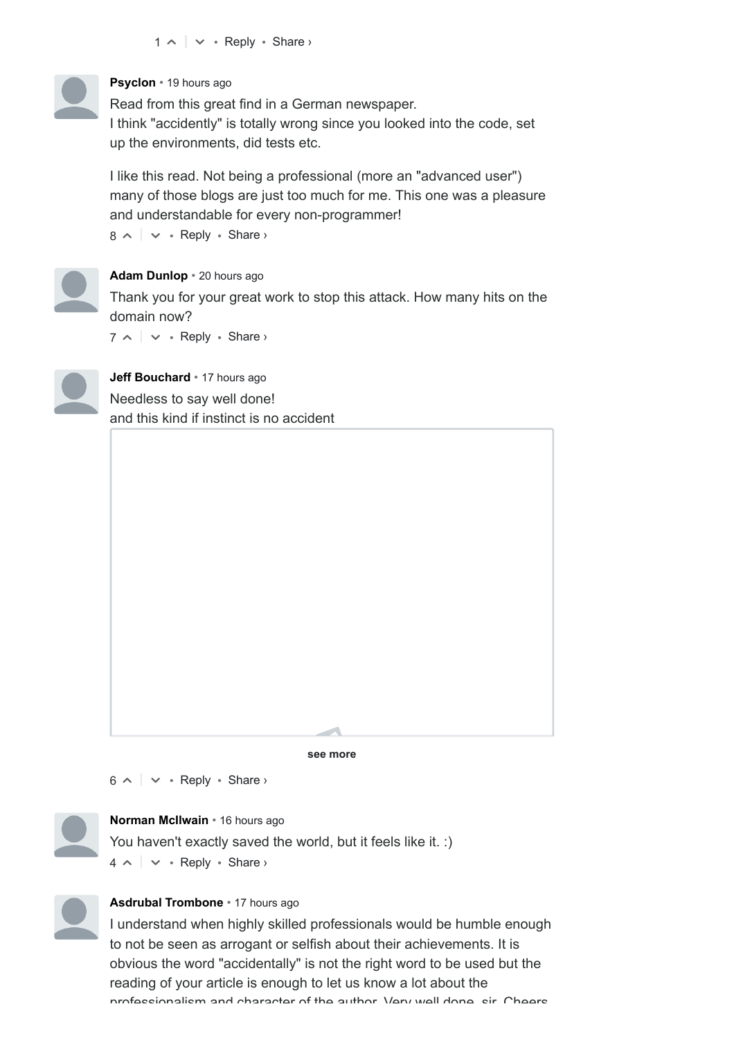1 ^ | v • Reply • Share ›

**Psyclon** • 19 hours ago

Read from this great find in a German newspaper.
I think "accidently" is totally wrong since you looked into the code, set up the environments, did tests etc.

I like this read. Not being a professional (more an "advanced user") many of those blogs are just too much for me. This one was a pleasure and understandable for every non-programmer!

8 ^ | v • Reply • Share ›

**Adam Dunlop** • 20 hours ago

Thank you for your great work to stop this attack. How many hits on the domain now?

7 ^ | v • Reply • Share ›

**Jeff Bouchard** • 17 hours ago

Needless to say well done!
and this kind if instinct is no accident

see more

6 ^ | v • Reply • Share ›

**Norman McIlwain** • 16 hours ago

You haven't exactly saved the world, but it feels like it. :)

4 ^ | v • Reply • Share ›

**Asdrubal Trombone** • 17 hours ago

I understand when highly skilled professionals would be humble enough to not be seen as arrogant or selfish about their achievements. It is obvious the word "accidentally" is not the right word to be used but the reading of your article is enough to let us know a lot about the professionalism and character of the author. Very well done, sir. Cheers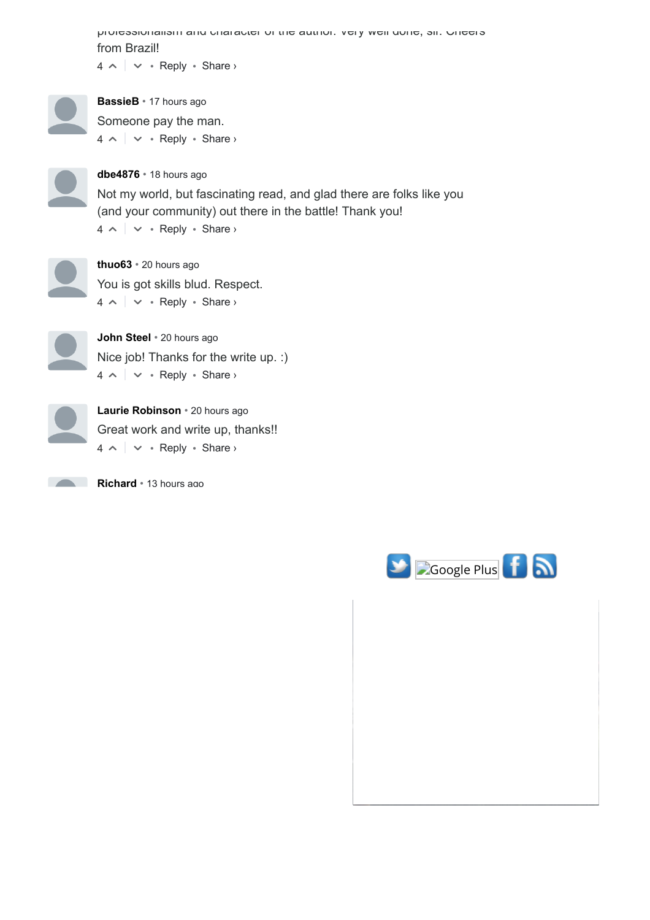professionalism and character of the author. Very well done, sir. Cheers from Brazil!

4 ^ | v • Reply • Share ›

**BassieB** • 17 hours ago

Someone pay the man.

4 ^ | v • Reply • Share ›

**dbe4876** • 18 hours ago

Not my world, but fascinating read, and glad there are folks like you (and your community) out there in the battle! Thank you!

4 ^ | v • Reply • Share ›

**thuo63** • 20 hours ago

You is got skills blud. Respect.

4 ^ | v • Reply • Share ›

**John Steel** • 20 hours ago

Nice job! Thanks for the write up. :)

4 ^ | v • Reply • Share ›

**Laurie Robinson** • 20 hours ago

Great work and write up, thanks!!

4 ^ | v • Reply • Share ›

**Richard** • 13 hours ago

Google Plus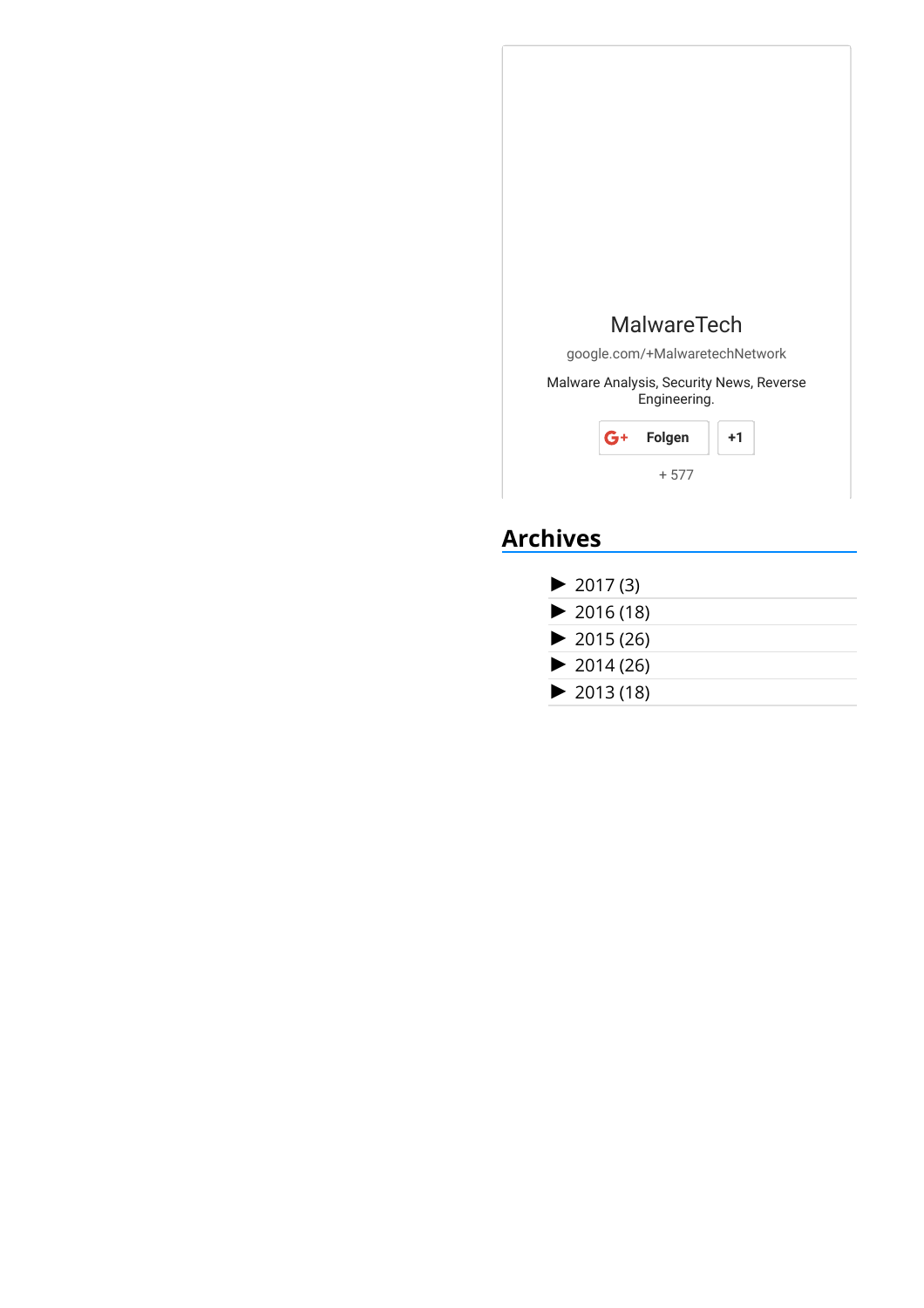MalwareTech

google.com/+MalwaretechNetwork

Malware Analysis, Security News, Reverse Engineering.

Folgen +1

+ 577

## Archives

- ▶ 2017 (3)
- ▶ 2016 (18)
- ▶ 2015 (26)
- ▶ 2014 (26)
- ▶ 2013 (18)